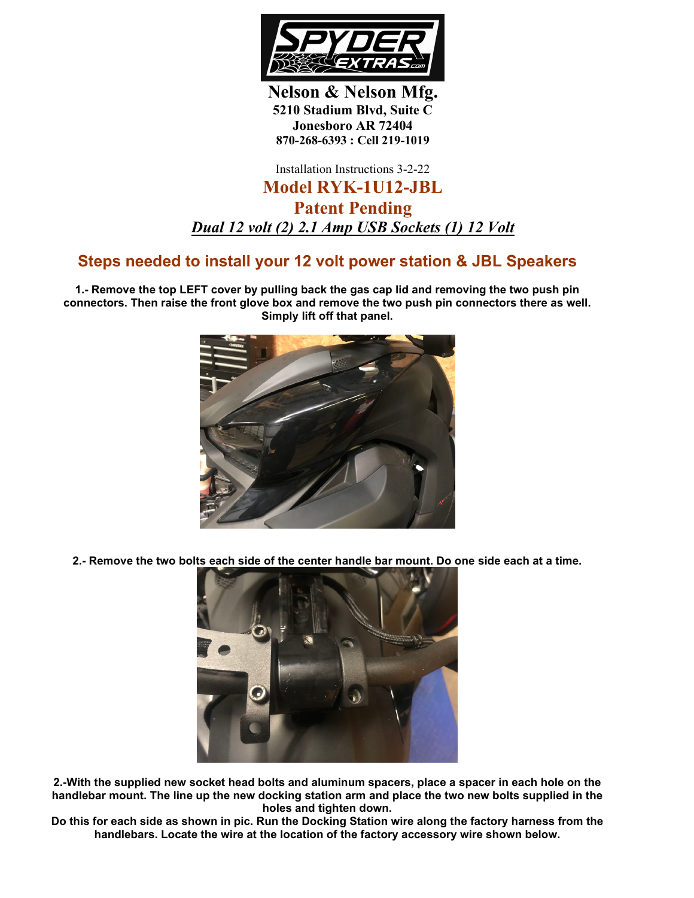**Nelson & Nelson Mfg.**
**5210 Stadium Blvd, Suite C**
**Jonesboro AR 72404**
**870-268-6393 : Cell 219-1019**

Installation Instructions 3-2-22

# Model RYK-1U12-JBL

## Patent Pending

***Dual 12 volt (2) 2.1 Amp USB Sockets (1) 12 Volt***

## Steps needed to install your 12 volt power station & JBL Speakers

**1.- Remove the top LEFT cover by pulling back the gas cap lid and removing the two push pin connectors. Then raise the front glove box and remove the two push pin connectors there as well. Simply lift off that panel.**

**2.- Remove the two bolts each side of the center handle bar mount. Do one side each at a time.**

**2.-With the supplied new socket head bolts and aluminum spacers, place a spacer in each hole on the handlebar mount. The line up the new docking station arm and place the two new bolts supplied in the holes and tighten down.**
**Do this for each side as shown in pic. Run the Docking Station wire along the factory harness from the handlebars. Locate the wire at the location of the factory accessory wire shown below.**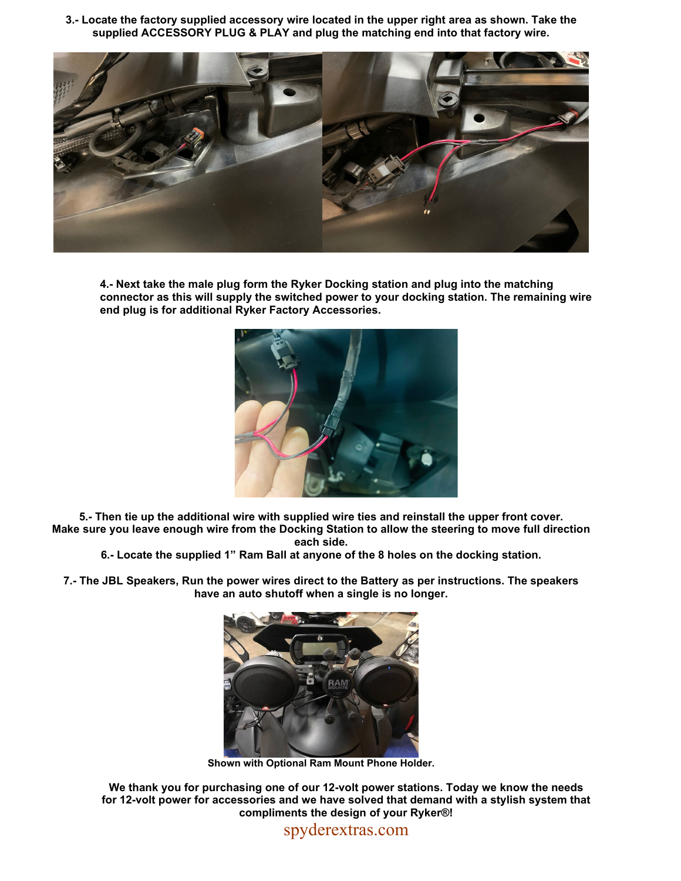**3.- Locate the factory supplied accessory wire located in the upper right area as shown. Take the supplied ACCESSORY PLUG & PLAY and plug the matching end into that factory wire.**

**4.- Next take the male plug form the Ryker Docking station and plug into the matching connector as this will supply the switched power to your docking station. The remaining wire end plug is for additional Ryker Factory Accessories.**

**5.- Then tie up the additional wire with supplied wire ties and reinstall the upper front cover. Make sure you leave enough wire from the Docking Station to allow the steering to move full direction each side.**

**6.- Locate the supplied 1" Ram Ball at anyone of the 8 holes on the docking station.**

**7.- The JBL Speakers, Run the power wires direct to the Battery as per instructions. The speakers have an auto shutoff when a single is no longer.**

**Shown with Optional Ram Mount Phone Holder.**

**We thank you for purchasing one of our 12-volt power stations. Today we know the needs for 12-volt power for accessories and we have solved that demand with a stylish system that compliments the design of your Ryker®!**

spyderextras.com